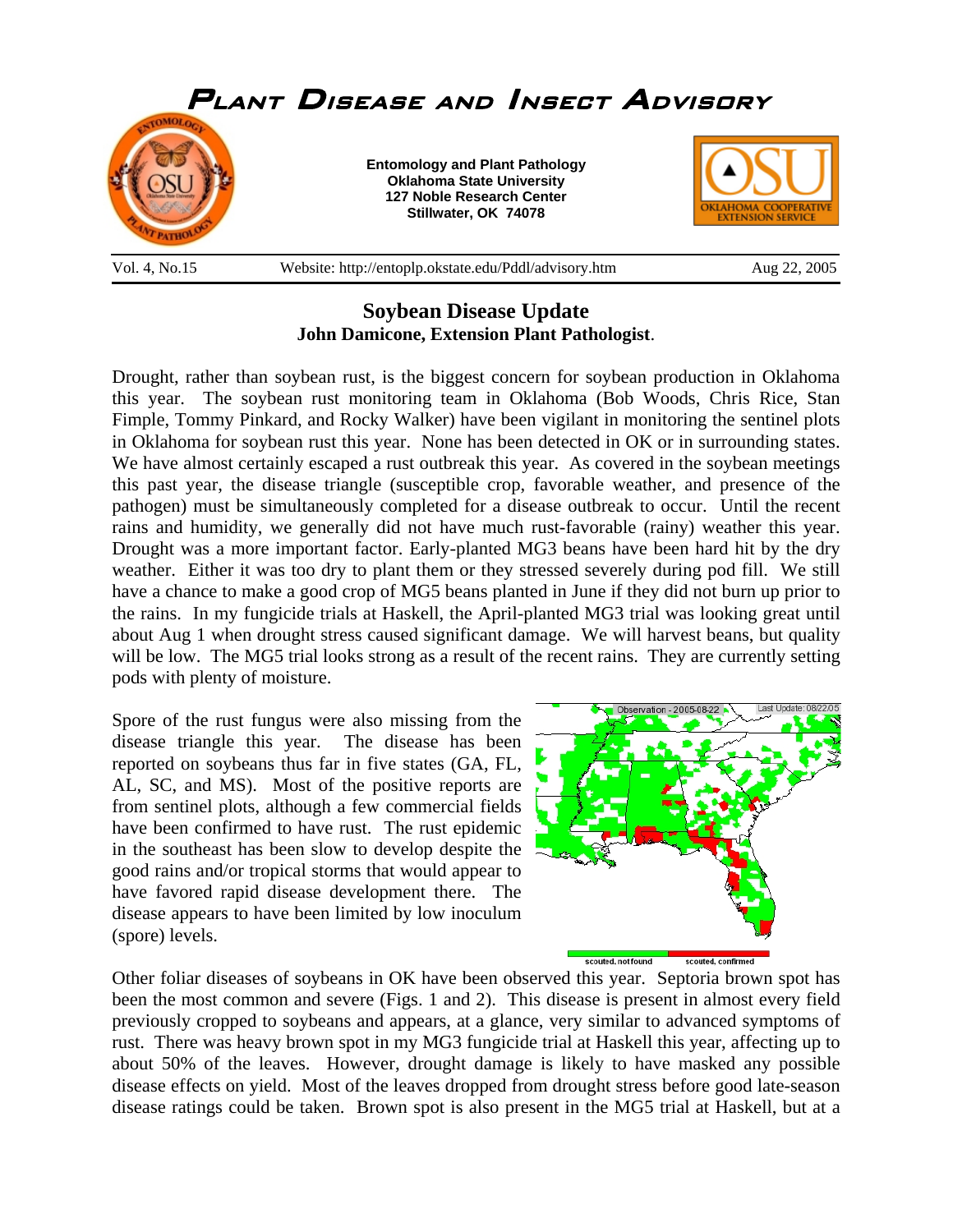# Plant Disease and Insect Advisory

**Entomology and Plant Pathology**
**Oklahoma State University**
**127 Noble Research Center**
**Stillwater, OK 74078**

Vol. 4, No.15 Website: http://entoplp.okstate.edu/Pddl/advisory.htm Aug 22, 2005

## Soybean Disease Update

**John Damicone, Extension Plant Pathologist**.

Drought, rather than soybean rust, is the biggest concern for soybean production in Oklahoma this year. The soybean rust monitoring team in Oklahoma (Bob Woods, Chris Rice, Stan Fimple, Tommy Pinkard, and Rocky Walker) have been vigilant in monitoring the sentinel plots in Oklahoma for soybean rust this year. None has been detected in OK or in surrounding states. We have almost certainly escaped a rust outbreak this year. As covered in the soybean meetings this past year, the disease triangle (susceptible crop, favorable weather, and presence of the pathogen) must be simultaneously completed for a disease outbreak to occur. Until the recent rains and humidity, we generally did not have much rust-favorable (rainy) weather this year. Drought was a more important factor. Early-planted MG3 beans have been hard hit by the dry weather. Either it was too dry to plant them or they stressed severely during pod fill. We still have a chance to make a good crop of MG5 beans planted in June if they did not burn up prior to the rains. In my fungicide trials at Haskell, the April-planted MG3 trial was looking great until about Aug 1 when drought stress caused significant damage. We will harvest beans, but quality will be low. The MG5 trial looks strong as a result of the recent rains. They are currently setting pods with plenty of moisture.

Spore of the rust fungus were also missing from the disease triangle this year. The disease has been reported on soybeans thus far in five states (GA, FL, AL, SC, and MS). Most of the positive reports are from sentinel plots, although a few commercial fields have been confirmed to have rust. The rust epidemic in the southeast has been slow to develop despite the good rains and/or tropical storms that would appear to have favored rapid disease development there. The disease appears to have been limited by low inoculum (spore) levels.

Other foliar diseases of soybeans in OK have been observed this year. Septoria brown spot has been the most common and severe (Figs. 1 and 2). This disease is present in almost every field previously cropped to soybeans and appears, at a glance, very similar to advanced symptoms of rust. There was heavy brown spot in my MG3 fungicide trial at Haskell this year, affecting up to about 50% of the leaves. However, drought damage is likely to have masked any possible disease effects on yield. Most of the leaves dropped from drought stress before good late-season disease ratings could be taken. Brown spot is also present in the MG5 trial at Haskell, but at a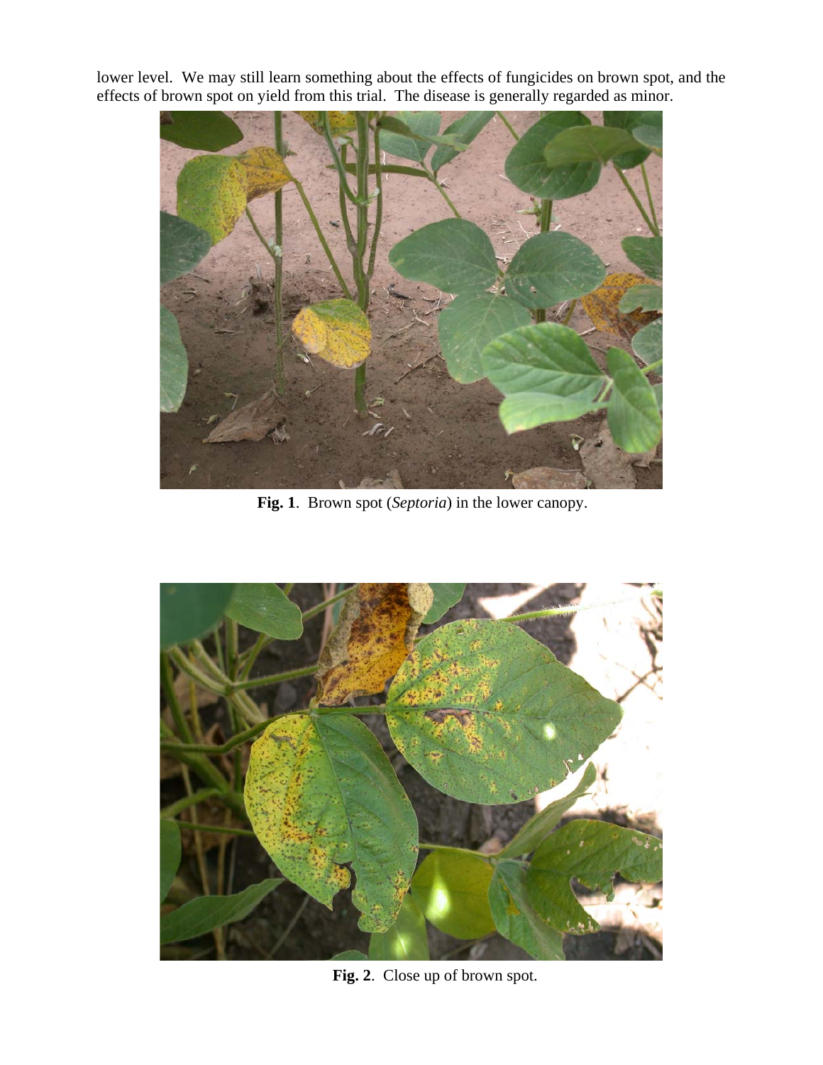lower level. We may still learn something about the effects of fungicides on brown spot, and the effects of brown spot on yield from this trial. The disease is generally regarded as minor.

**Fig. 1**. Brown spot (*Septoria*) in the lower canopy.

**Fig. 2**. Close up of brown spot.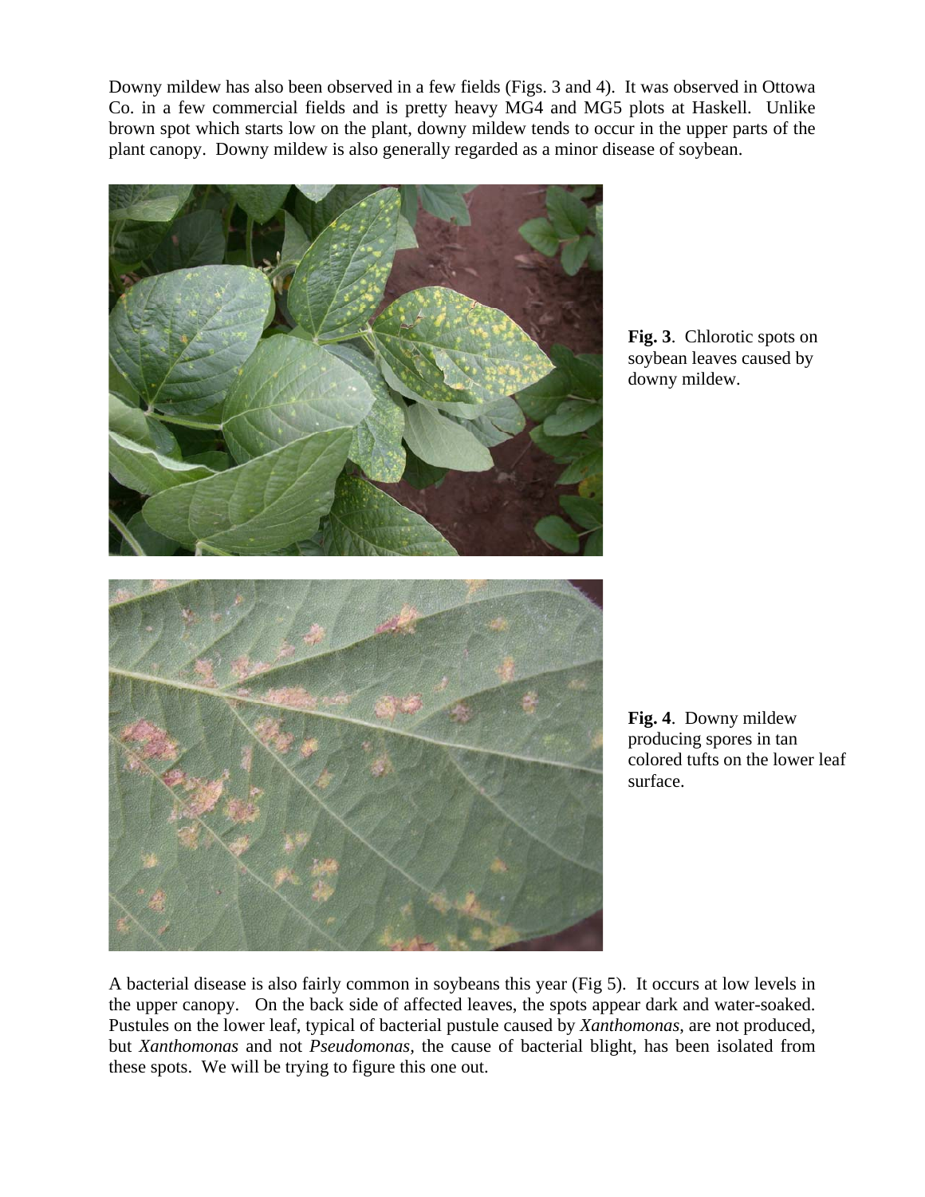Downy mildew has also been observed in a few fields (Figs. 3 and 4). It was observed in Ottowa Co. in a few commercial fields and is pretty heavy MG4 and MG5 plots at Haskell. Unlike brown spot which starts low on the plant, downy mildew tends to occur in the upper parts of the plant canopy. Downy mildew is also generally regarded as a minor disease of soybean.

**Fig. 3**. Chlorotic spots on soybean leaves caused by downy mildew.

**Fig. 4**. Downy mildew producing spores in tan colored tufts on the lower leaf surface.

A bacterial disease is also fairly common in soybeans this year (Fig 5). It occurs at low levels in the upper canopy. On the back side of affected leaves, the spots appear dark and water-soaked. Pustules on the lower leaf, typical of bacterial pustule caused by *Xanthomonas*, are not produced, but *Xanthomonas* and not *Pseudomonas*, the cause of bacterial blight, has been isolated from these spots. We will be trying to figure this one out.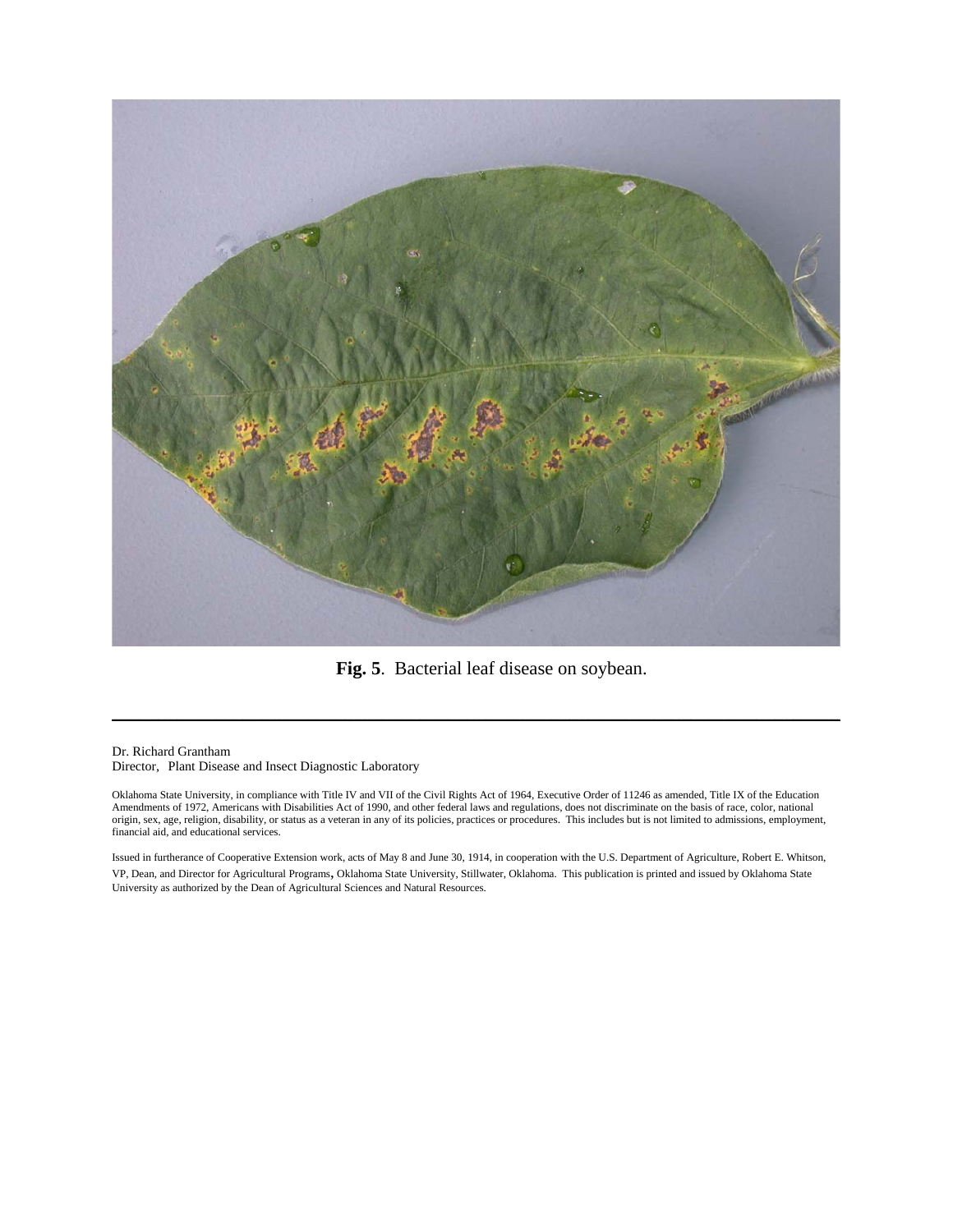**Fig. 5**. Bacterial leaf disease on soybean.

---

Dr. Richard Grantham
Director, Plant Disease and Insect Diagnostic Laboratory

Oklahoma State University, in compliance with Title IV and VII of the Civil Rights Act of 1964, Executive Order of 11246 as amended, Title IX of the Education Amendments of 1972, Americans with Disabilities Act of 1990, and other federal laws and regulations, does not discriminate on the basis of race, color, national origin, sex, age, religion, disability, or status as a veteran in any of its policies, practices or procedures. This includes but is not limited to admissions, employment, financial aid, and educational services.

Issued in furtherance of Cooperative Extension work, acts of May 8 and June 30, 1914, in cooperation with the U.S. Department of Agriculture, Robert E. Whitson, VP, Dean, and Director for Agricultural Programs, Oklahoma State University, Stillwater, Oklahoma. This publication is printed and issued by Oklahoma State University as authorized by the Dean of Agricultural Sciences and Natural Resources.